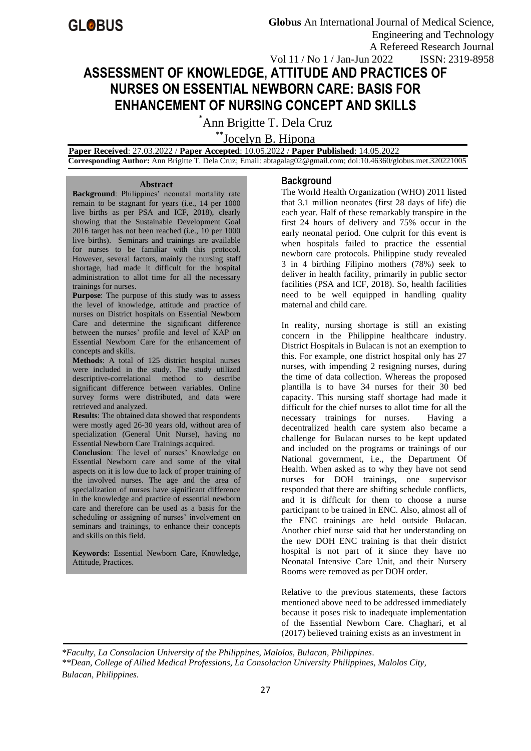# ASSESSMENT OF KNOWLEDGE, ATTITUDE AND PRACTICES OF NURSES ON ESSENTIAL NEWBORN CARE: BASIS FOR ENHANCEMENT OF NURSING CONCEPT AND SKILLS

*Ann Brigitte T. Dela Cruz

**Jocelyn B. Hipona

**Paper Received**: 27.03.2022 / **Paper Accepted**: 10.05.2022 / **Paper Published**: 14.05.2022

**Corresponding Author:** Ann Brigitte T. Dela Cruz; Email: abtagalag02@gmail.com; doi:10.46360/globus.met.320221005

## Abstract

**Background**: Philippines' neonatal mortality rate remain to be stagnant for years (i.e., 14 per 1000 live births as per PSA and ICF, 2018), clearly showing that the Sustainable Development Goal 2016 target has not been reached (i.e., 10 per 1000 live births). Seminars and trainings are available for nurses to be familiar with this protocol. However, several factors, mainly the nursing staff shortage, had made it difficult for the hospital administration to allot time for all the necessary trainings for nurses.

**Purpose**: The purpose of this study was to assess the level of knowledge, attitude and practice of nurses on District hospitals on Essential Newborn Care and determine the significant difference between the nurses' profile and level of KAP on Essential Newborn Care for the enhancement of concepts and skills.

**Methods**: A total of 125 district hospital nurses were included in the study. The study utilized descriptive-correlational method to describe significant difference between variables. Online survey forms were distributed, and data were retrieved and analyzed.

**Results**: The obtained data showed that respondents were mostly aged 26-30 years old, without area of specialization (General Unit Nurse), having no Essential Newborn Care Trainings acquired.

**Conclusion**: The level of nurses' Knowledge on Essential Newborn care and some of the vital aspects on it is low due to lack of proper training of the involved nurses. The age and the area of specialization of nurses have significant difference in the knowledge and practice of essential newborn care and therefore can be used as a basis for the scheduling or assigning of nurses' involvement on seminars and trainings, to enhance their concepts and skills on this field.

**Keywords:** Essential Newborn Care, Knowledge, Attitude, Practices.

## Background

The World Health Organization (WHO) 2011 listed that 3.1 million neonates (first 28 days of life) die each year. Half of these remarkably transpire in the first 24 hours of delivery and 75% occur in the early neonatal period. One culprit for this event is when hospitals failed to practice the essential newborn care protocols. Philippine study revealed 3 in 4 birthing Filipino mothers (78%) seek to deliver in health facility, primarily in public sector facilities (PSA and ICF, 2018). So, health facilities need to be well equipped in handling quality maternal and child care.

In reality, nursing shortage is still an existing concern in the Philippine healthcare industry. District Hospitals in Bulacan is not an exemption to this. For example, one district hospital only has 27 nurses, with impending 2 resigning nurses, during the time of data collection. Whereas the proposed plantilla is to have 34 nurses for their 30 bed capacity. This nursing staff shortage had made it difficult for the chief nurses to allot time for all the necessary trainings for nurses. Having a decentralized health care system also became a challenge for Bulacan nurses to be kept updated and included on the programs or trainings of our National government, i.e., the Department Of Health. When asked as to why they have not send nurses for DOH trainings, one supervisor responded that there are shifting schedule conflicts, and it is difficult for them to choose a nurse participant to be trained in ENC. Also, almost all of the ENC trainings are held outside Bulacan. Another chief nurse said that her understanding on the new DOH ENC training is that their district hospital is not part of it since they have no Neonatal Intensive Care Unit, and their Nursery Rooms were removed as per DOH order.

Relative to the previous statements, these factors mentioned above need to be addressed immediately because it poses risk to inadequate implementation of the Essential Newborn Care. Chaghari, et al (2017) believed training exists as an investment in

*\*Faculty, La Consolacion University of the Philippines, Malolos, Bulacan, Philippines.*

*\*\*Dean, College of Allied Medical Professions, La Consolacion University Philippines, Malolos City, Bulacan, Philippines.*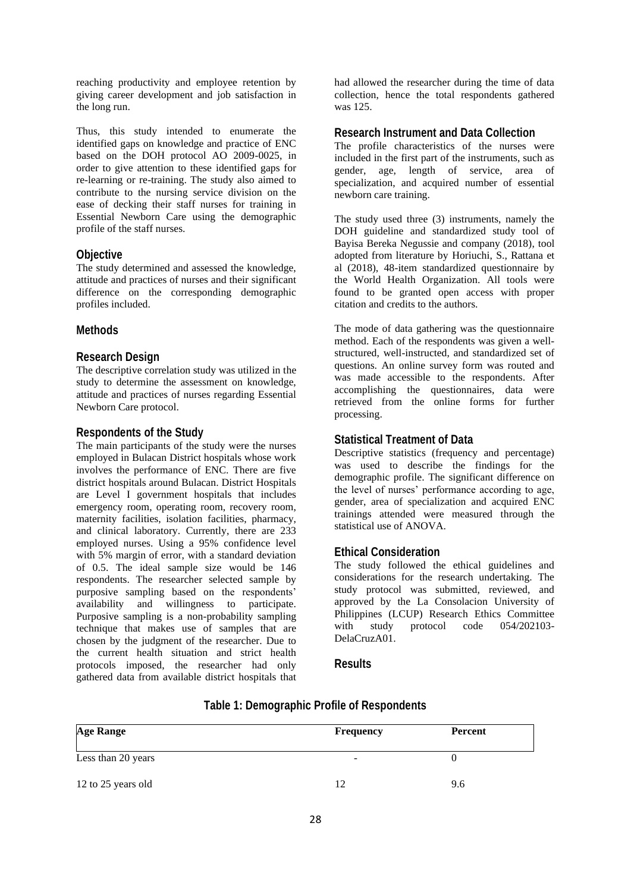reaching productivity and employee retention by giving career development and job satisfaction in the long run.

Thus, this study intended to enumerate the identified gaps on knowledge and practice of ENC based on the DOH protocol AO 2009-0025, in order to give attention to these identified gaps for re-learning or re-training. The study also aimed to contribute to the nursing service division on the ease of decking their staff nurses for training in Essential Newborn Care using the demographic profile of the staff nurses.

## Objective

The study determined and assessed the knowledge, attitude and practices of nurses and their significant difference on the corresponding demographic profiles included.

## Methods

### Research Design

The descriptive correlation study was utilized in the study to determine the assessment on knowledge, attitude and practices of nurses regarding Essential Newborn Care protocol.

### Respondents of the Study

The main participants of the study were the nurses employed in Bulacan District hospitals whose work involves the performance of ENC. There are five district hospitals around Bulacan. District Hospitals are Level I government hospitals that includes emergency room, operating room, recovery room, maternity facilities, isolation facilities, pharmacy, and clinical laboratory. Currently, there are 233 employed nurses. Using a 95% confidence level with 5% margin of error, with a standard deviation of 0.5. The ideal sample size would be 146 respondents. The researcher selected sample by purposive sampling based on the respondents' availability and willingness to participate. Purposive sampling is a non-probability sampling technique that makes use of samples that are chosen by the judgment of the researcher. Due to the current health situation and strict health protocols imposed, the researcher had only gathered data from available district hospitals that had allowed the researcher during the time of data collection, hence the total respondents gathered was 125.

### Research Instrument and Data Collection

The profile characteristics of the nurses were included in the first part of the instruments, such as gender, age, length of service, area of specialization, and acquired number of essential newborn care training.

The study used three (3) instruments, namely the DOH guideline and standardized study tool of Bayisa Bereka Negussie and company (2018), tool adopted from literature by Horiuchi, S., Rattana et al (2018), 48-item standardized questionnaire by the World Health Organization. All tools were found to be granted open access with proper citation and credits to the authors.

The mode of data gathering was the questionnaire method. Each of the respondents was given a well-structured, well-instructed, and standardized set of questions. An online survey form was routed and was made accessible to the respondents. After accomplishing the questionnaires, data were retrieved from the online forms for further processing.

### Statistical Treatment of Data

Descriptive statistics (frequency and percentage) was used to describe the findings for the demographic profile. The significant difference on the level of nurses' performance according to age, gender, area of specialization and acquired ENC trainings attended were measured through the statistical use of ANOVA.

### Ethical Consideration

The study followed the ethical guidelines and considerations for the research undertaking. The study protocol was submitted, reviewed, and approved by the La Consolacion University of Philippines (LCUP) Research Ethics Committee with study protocol code 054/202103-DelaCruzA01.

## Results

**Table 1: Demographic Profile of Respondents**

| Age Range | Frequency | Percent |
|---|---|---|
| Less than 20 years | - | 0 |
| 12 to 25 years old | 12 | 9.6 |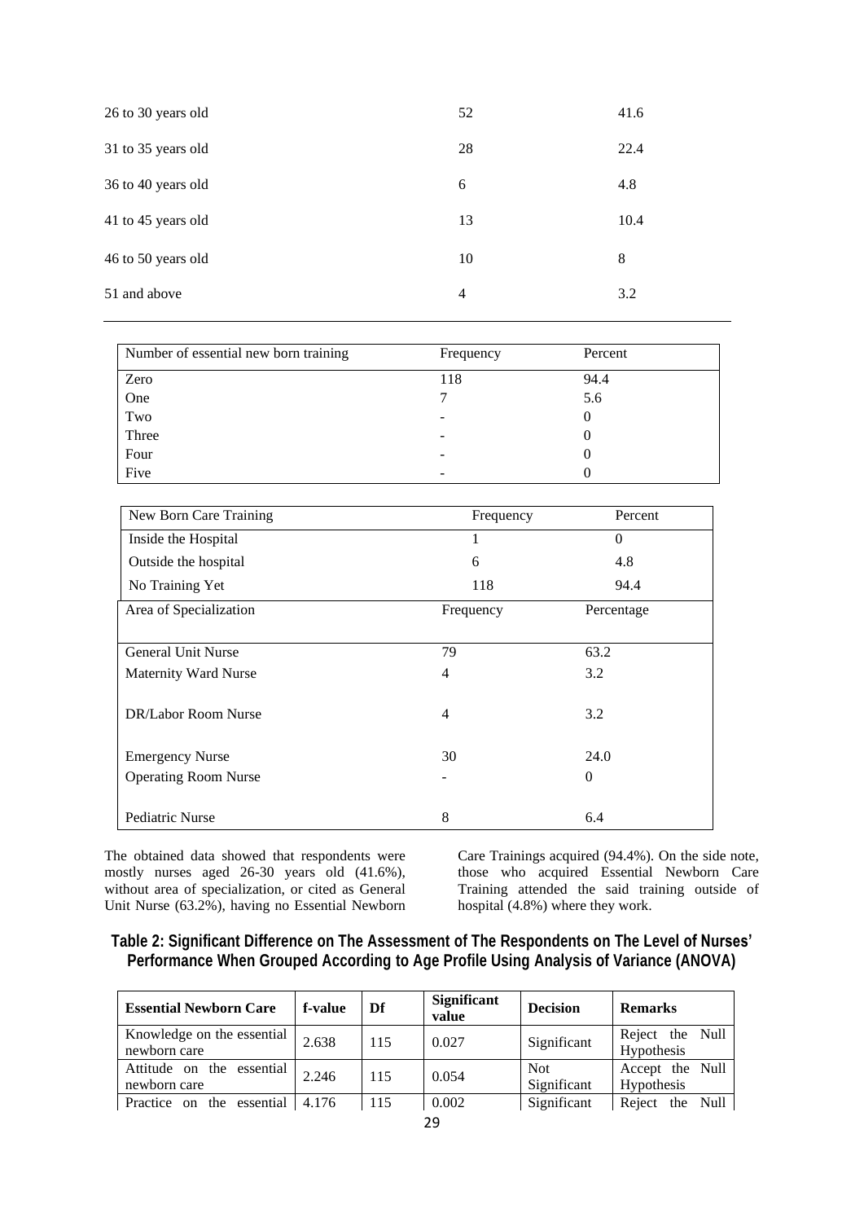| | | |
|---|---|---|
| 26 to 30 years old | 52 | 41.6 |
| 31 to 35 years old | 28 | 22.4 |
| 36 to 40 years old | 6 | 4.8 |
| 41 to 45 years old | 13 | 10.4 |
| 46 to 50 years old | 10 | 8 |
| 51 and above | 4 | 3.2 |

| Number of essential new born training | Frequency | Percent |
|---|---|---|
| Zero | 118 | 94.4 |
| One | 7 | 5.6 |
| Two | - | 0 |
| Three | - | 0 |
| Four | - | 0 |
| Five | - | 0 |

| New Born Care Training | Frequency | Percent |
|---|---|---|
| Inside the Hospital | 1 | 0 |
| Outside the hospital | 6 | 4.8 |
| No Training Yet | 118 | 94.4 |

| Area of Specialization | Frequency | Percentage |
|---|---|---|
| General Unit Nurse | 79 | 63.2 |
| Maternity Ward Nurse | 4 | 3.2 |
| DR/Labor Room Nurse | 4 | 3.2 |
| Emergency Nurse | 30 | 24.0 |
| Operating Room Nurse | - | 0 |
| Pediatric Nurse | 8 | 6.4 |

The obtained data showed that respondents were mostly nurses aged 26-30 years old (41.6%), without area of specialization, or cited as General Unit Nurse (63.2%), having no Essential Newborn Care Trainings acquired (94.4%). On the side note, those who acquired Essential Newborn Care Training attended the said training outside of hospital (4.8%) where they work.

**Table 2: Significant Difference on The Assessment of The Respondents on The Level of Nurses' Performance When Grouped According to Age Profile Using Analysis of Variance (ANOVA)**

| Essential Newborn Care | f-value | Df | Significant value | Decision | Remarks |
|---|---|---|---|---|---|
| Knowledge on the essential newborn care | 2.638 | 115 | 0.027 | Significant | Reject the Null Hypothesis |
| Attitude on the essential newborn care | 2.246 | 115 | 0.054 | Not Significant | Accept the Null Hypothesis |
| Practice on the essential | 4.176 | 115 | 0.002 | Significant | Reject the Null |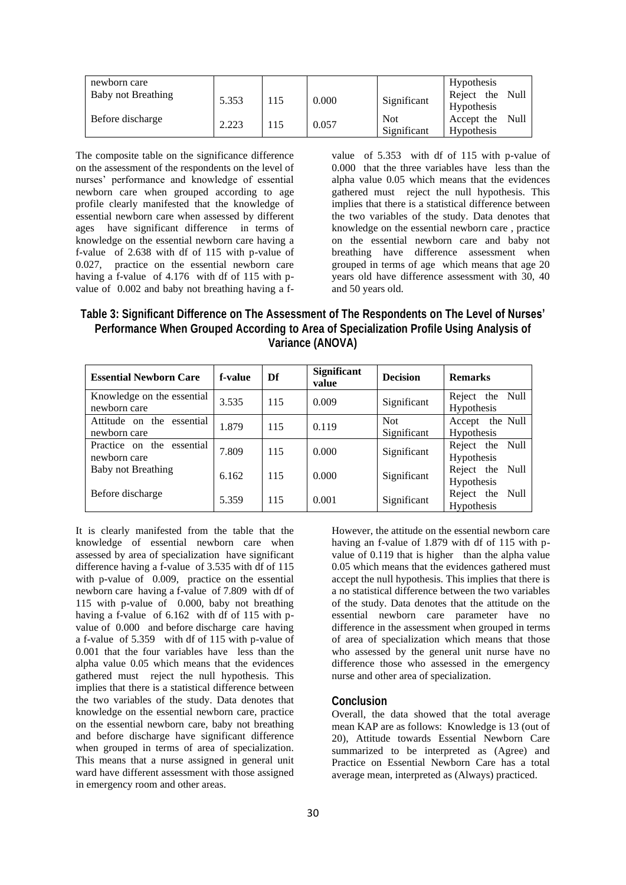| | | | | | |
|---|---|---|---|---|---|
| newborn care | | | | | Hypothesis |
| Baby not Breathing | 5.353 | 115 | 0.000 | Significant | Reject the Null Hypothesis |
| Before discharge | 2.223 | 115 | 0.057 | Not Significant | Accept the Null Hypothesis |

The composite table on the significance difference on the assessment of the respondents on the level of nurses' performance and knowledge of essential newborn care when grouped according to age profile clearly manifested that the knowledge of essential newborn care when assessed by different ages have significant difference in terms of knowledge on the essential newborn care having a f-value of 2.638 with df of 115 with p-value of 0.027, practice on the essential newborn care having a f-value of 4.176 with df of 115 with p-value of 0.002 and baby not breathing having a f-value of 5.353 with df of 115 with p-value of 0.000 that the three variables have less than the alpha value 0.05 which means that the evidences gathered must reject the null hypothesis. This implies that there is a statistical difference between the two variables of the study. Data denotes that knowledge on the essential newborn care , practice on the essential newborn care and baby not breathing have difference assessment when grouped in terms of age which means that age 20 years old have difference assessment with 30, 40 and 50 years old.

**Table 3: Significant Difference on The Assessment of The Respondents on The Level of Nurses' Performance When Grouped According to Area of Specialization Profile Using Analysis of Variance (ANOVA)**

| Essential Newborn Care | f-value | Df | Significant value | Decision | Remarks |
|---|---|---|---|---|---|
| Knowledge on the essential newborn care | 3.535 | 115 | 0.009 | Significant | Reject the Null Hypothesis |
| Attitude on the essential newborn care | 1.879 | 115 | 0.119 | Not Significant | Accept the Null Hypothesis |
| Practice on the essential newborn care | 7.809 | 115 | 0.000 | Significant | Reject the Null Hypothesis |
| Baby not Breathing | 6.162 | 115 | 0.000 | Significant | Reject the Null Hypothesis |
| Before discharge | 5.359 | 115 | 0.001 | Significant | Reject the Null Hypothesis |

It is clearly manifested from the table that the knowledge of essential newborn care when assessed by area of specialization have significant difference having a f-value of 3.535 with df of 115 with p-value of 0.009, practice on the essential newborn care having a f-value of 7.809 with df of 115 with p-value of 0.000, baby not breathing having a f-value of 6.162 with df of 115 with p-value of 0.000 and before discharge care having a f-value of 5.359 with df of 115 with p-value of 0.001 that the four variables have less than the alpha value 0.05 which means that the evidences gathered must reject the null hypothesis. This implies that there is a statistical difference between the two variables of the study. Data denotes that knowledge on the essential newborn care, practice on the essential newborn care, baby not breathing and before discharge have significant difference when grouped in terms of area of specialization. This means that a nurse assigned in general unit ward have different assessment with those assigned in emergency room and other areas.

However, the attitude on the essential newborn care having an f-value of 1.879 with df of 115 with p-value of 0.119 that is higher than the alpha value 0.05 which means that the evidences gathered must accept the null hypothesis. This implies that there is a no statistical difference between the two variables of the study. Data denotes that the attitude on the essential newborn care parameter have no difference in the assessment when grouped in terms of area of specialization which means that those who assessed by the general unit nurse have no difference those who assessed in the emergency nurse and other area of specialization.

## Conclusion

Overall, the data showed that the total average mean KAP are as follows: Knowledge is 13 (out of 20), Attitude towards Essential Newborn Care summarized to be interpreted as (Agree) and Practice on Essential Newborn Care has a total average mean, interpreted as (Always) practiced.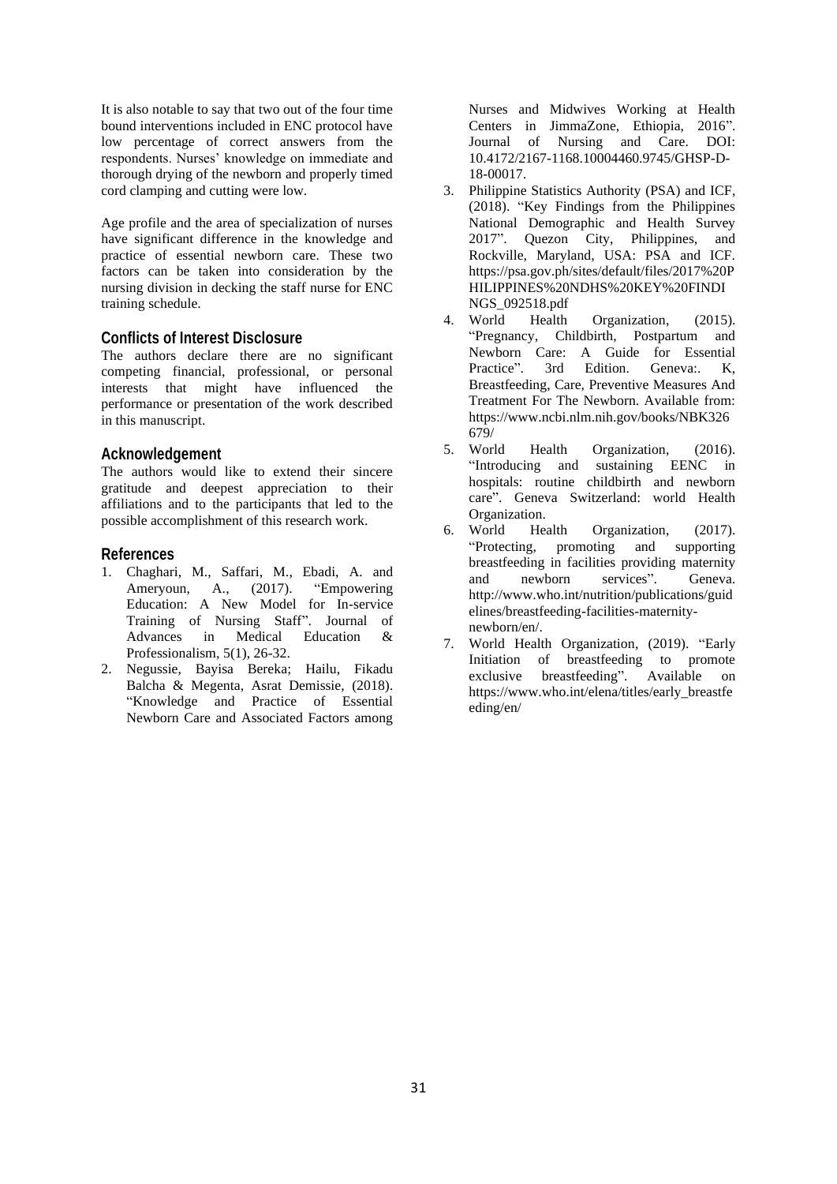It is also notable to say that two out of the four time bound interventions included in ENC protocol have low percentage of correct answers from the respondents. Nurses' knowledge on immediate and thorough drying of the newborn and properly timed cord clamping and cutting were low.

Age profile and the area of specialization of nurses have significant difference in the knowledge and practice of essential newborn care. These two factors can be taken into consideration by the nursing division in decking the staff nurse for ENC training schedule.

## Conflicts of Interest Disclosure

The authors declare there are no significant competing financial, professional, or personal interests that might have influenced the performance or presentation of the work described in this manuscript.

## Acknowledgement

The authors would like to extend their sincere gratitude and deepest appreciation to their affiliations and to the participants that led to the possible accomplishment of this research work.

## References

1. Chaghari, M., Saffari, M., Ebadi, A. and Ameryoun, A., (2017). "Empowering Education: A New Model for In-service Training of Nursing Staff". Journal of Advances in Medical Education & Professionalism, 5(1), 26-32.
2. Negussie, Bayisa Bereka; Hailu, Fikadu Balcha & Megenta, Asrat Demissie, (2018). "Knowledge and Practice of Essential Newborn Care and Associated Factors among Nurses and Midwives Working at Health Centers in JimmaZone, Ethiopia, 2016". Journal of Nursing and Care. DOI: 10.4172/2167-1168.10004460.9745/GHSP-D-18-00017.
3. Philippine Statistics Authority (PSA) and ICF, (2018). "Key Findings from the Philippines National Demographic and Health Survey 2017". Quezon City, Philippines, and Rockville, Maryland, USA: PSA and ICF. https://psa.gov.ph/sites/default/files/2017%20PHILIPPINES%20NDHS%20KEY%20FINDINGS_092518.pdf
4. World Health Organization, (2015). "Pregnancy, Childbirth, Postpartum and Newborn Care: A Guide for Essential Practice". 3rd Edition. Geneva:. K, Breastfeeding, Care, Preventive Measures And Treatment For The Newborn. Available from: https://www.ncbi.nlm.nih.gov/books/NBK326679/
5. World Health Organization, (2016). "Introducing and sustaining EENC in hospitals: routine childbirth and newborn care". Geneva Switzerland: world Health Organization.
6. World Health Organization, (2017). "Protecting, promoting and supporting breastfeeding in facilities providing maternity and newborn services". Geneva. http://www.who.int/nutrition/publications/guidelines/breastfeeding-facilities-maternity-newborn/en/.
7. World Health Organization, (2019). "Early Initiation of breastfeeding to promote exclusive breastfeeding". Available on https://www.who.int/elena/titles/early_breastfeeding/en/